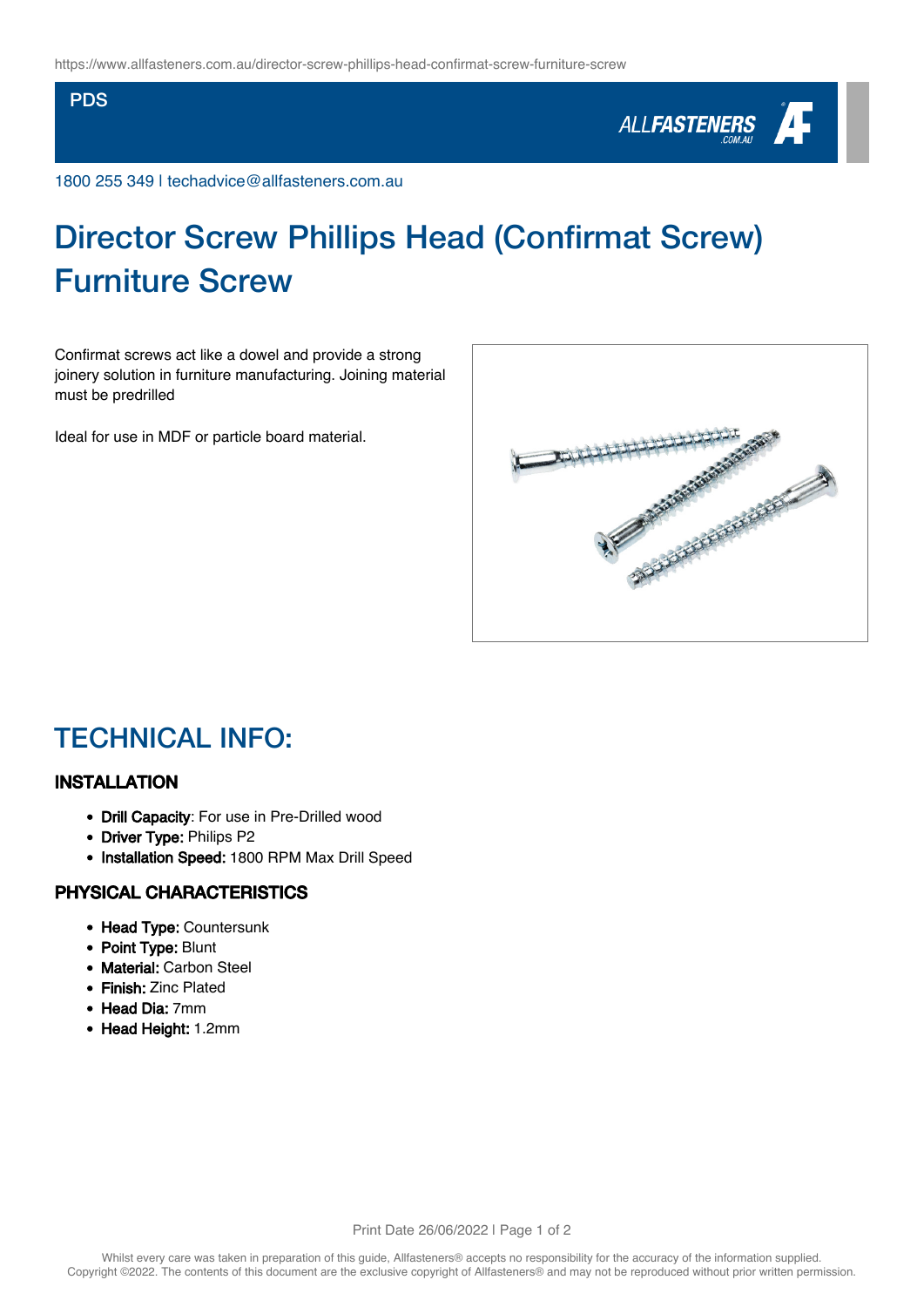https://www.allfasteners.com.au/director-screw-phillips-head-confirmat-screw-furniture-screw

PDS

1800 255 349 | techadvice@allfasteners.com.au

# Director Screw Phillips Head (Confirmat Screw) Furniture Screw

Confirmat screws act like a dowel and provide a strong joinery solution in furniture manufacturing. Joining material must be predrilled

Ideal for use in MDF or particle board material.

## TECHNICAL INFO:

### INSTALLATION

- **Drill Capacity**: For use in Pre-Drilled wood
- **Driver Type:** Philips P2
- **Installation Speed:** 1800 RPM Max Drill Speed

### PHYSICAL CHARACTERISTICS

- **Head Type:** Countersunk
- **Point Type:** Blunt
- **Material:** Carbon Steel
- **Finish:** Zinc Plated
- **Head Dia:** 7mm
- **Head Height:** 1.2mm

Print Date 26/06/2022

Whilst every care was taken in preparation of this guide, Allfasteners® accepts no responsibility for the accuracy of the information supplied.
Copyright ©2022. The contents of this document are the exclusive copyright of Allfasteners® and may not be reproduced without prior written permission.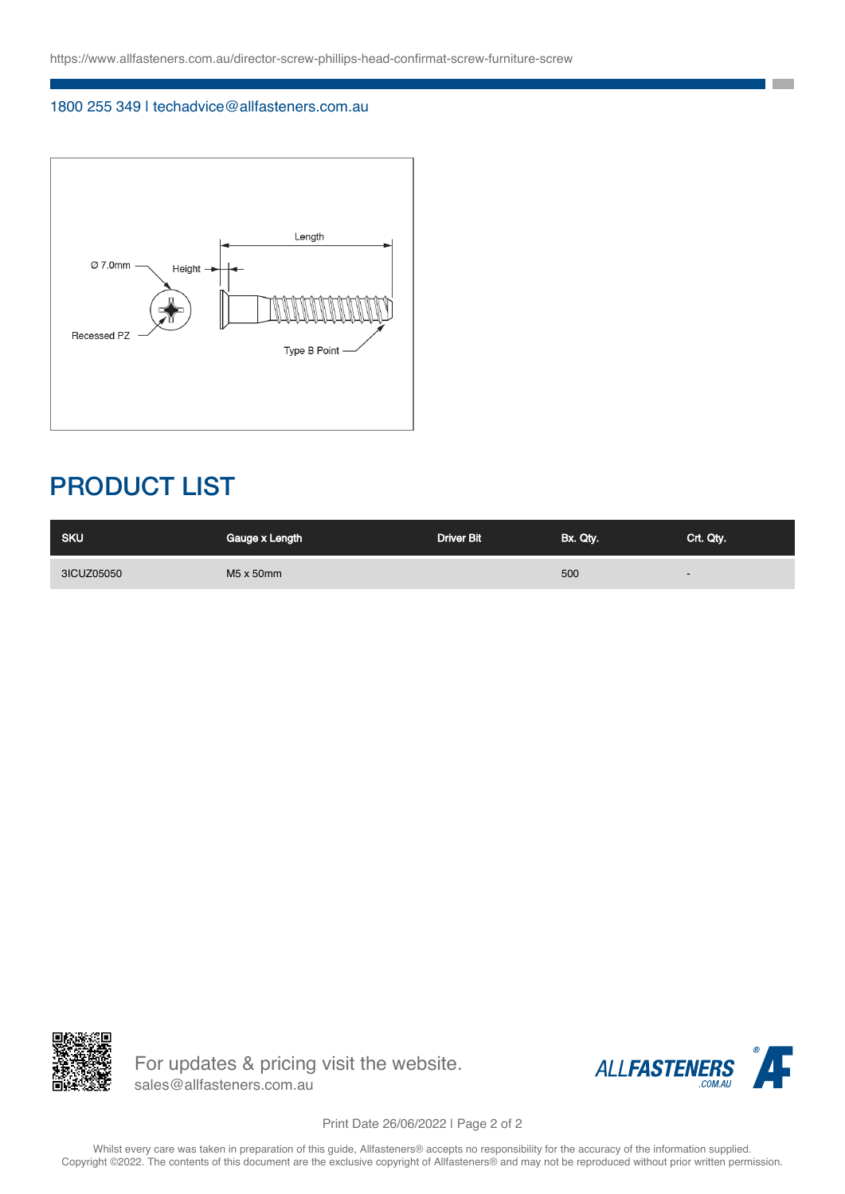https://www.allfasteners.com.au/director-screw-phillips-head-confirmat-screw-furniture-screw

1800 255 349 | techadvice@allfasteners.com.au

Ø 7.0mm

Height

Length

Recessed PZ

Type B Point

# PRODUCT LIST

| SKU | Gauge x Length | Driver Bit | Bx. Qty. | Crt. Qty. |
|---|---|---|---|---|
| 3ICUZ05050 | M5 x 50mm | | 500 | - |

For updates & pricing visit the website.
sales@allfasteners.com.au

Whilst every care was taken in preparation of this guide, Allfasteners® accepts no responsibility for the accuracy of the information supplied. Copyright ©2022. The contents of this document are the exclusive copyright of Allfasteners® and may not be reproduced without prior written permission.